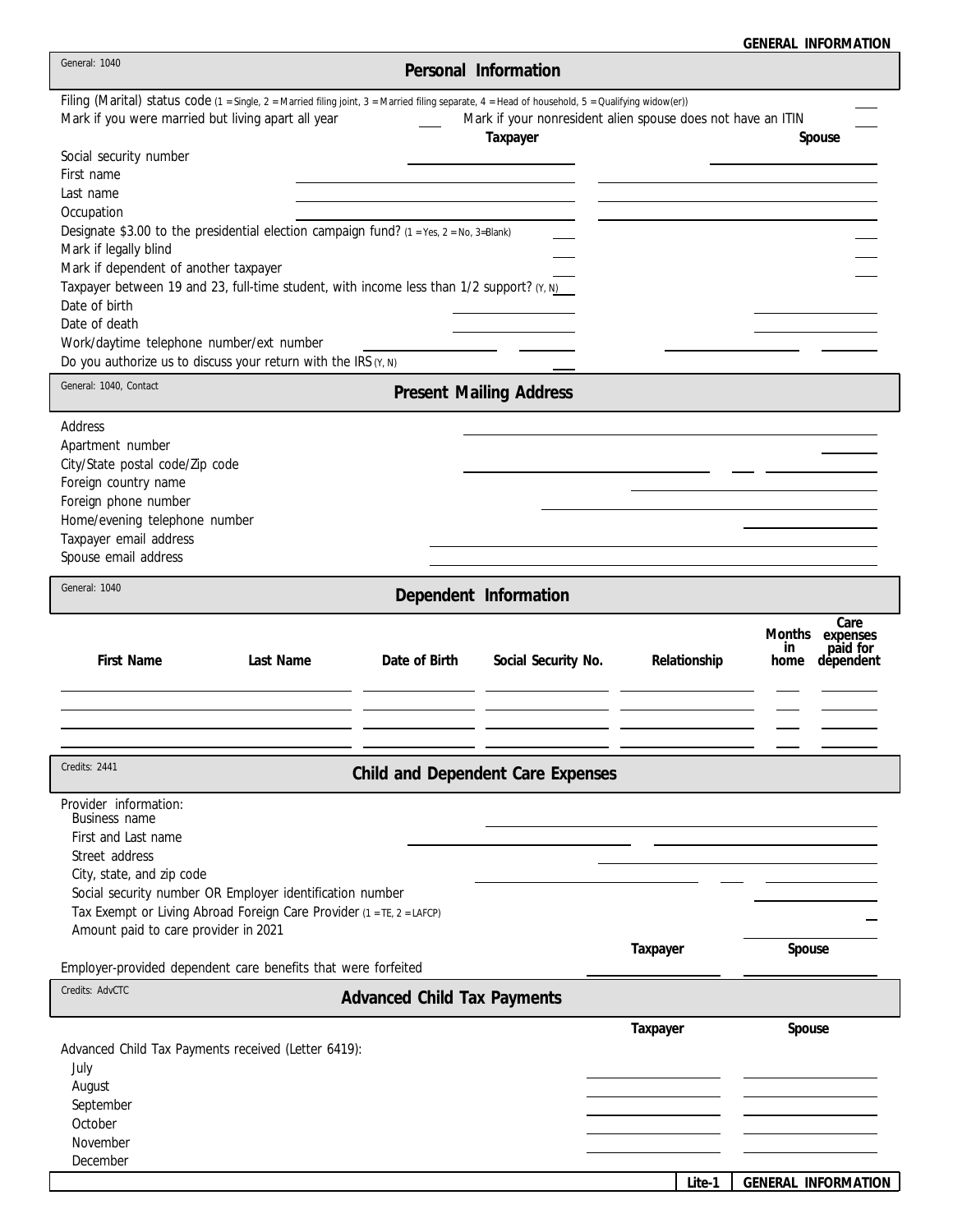# GENERAL INFORMATION

General: 1040

## Personal Information

Filing (Marital) status code (1 = Single, 2 = Married filing joint, 3 = Married filing separate, 4 = Head of household, 5 = Qualifying widow(er)) ___

Mark if you were married but living apart all year ___ Mark if your nonresident alien spouse does not have an ITIN ___

| | Taxpayer | Spouse |
|---|---|---|
| Social security number | | |
| First name | | |
| Last name | | |
| Occupation | | |
| Designate $3.00 to the presidential election campaign fund? (1 = Yes, 2 = No, 3=Blank) | | |
| Mark if legally blind | | |
| Mark if dependent of another taxpayer | | |
| Taxpayer between 19 and 23, full-time student, with income less than 1/2 support? (Y, N) | | |
| Date of birth | | |
| Date of death | | |
| Work/daytime telephone number/ext number | | |
| Do you authorize us to discuss your return with the IRS (Y, N) | | |

General: 1040, Contact

## Present Mailing Address

Address ___

Apartment number ___

City/State postal code/Zip code ___

Foreign country name ___

Foreign phone number ___

Home/evening telephone number ___

Taxpayer email address ___

Spouse email address ___

General: 1040

## Dependent Information

| First Name | Last Name | Date of Birth | Social Security No. | Relationship | Months in home | Care expenses paid for dependent |
|---|---|---|---|---|---|---|
| | | | | | | |
| | | | | | | |
| | | | | | | |
| | | | | | | |

Credits: 2441

## Child and Dependent Care Expenses

Provider information:

Business name ___

First and Last name ___

Street address ___

City, state, and zip code ___

Social security number OR Employer identification number ___

Tax Exempt or Living Abroad Foreign Care Provider (1 = TE, 2 = LAFCP) ___

Amount paid to care provider in 2021 ___

| | Taxpayer | Spouse |
|---|---|---|
| Employer-provided dependent care benefits that were forfeited | | |

Credits: AdvCTC

## Advanced Child Tax Payments

| Advanced Child Tax Payments received (Letter 6419): | Taxpayer | Spouse |
|---|---|---|
| July | | |
| August | | |
| September | | |
| October | | |
| November | | |
| December | | |

Lite-1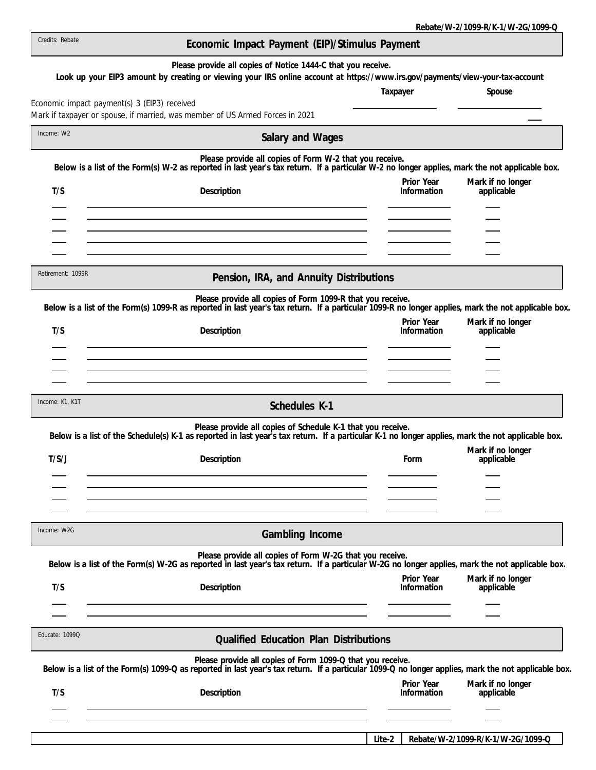Credits: Rebate

## Economic Impact Payment (EIP)/Stimulus Payment

**Please provide all copies of Notice 1444-C that you receive.**
**Look up your EIP3 amount by creating or viewing your IRS online account at https://www.irs.gov/payments/view-your-tax-account**

| | Taxpayer | Spouse |
|---|---|---|
| Economic impact payment(s) 3 (EIP3) received | | |
| Mark if taxpayer or spouse, if married, was member of US Armed Forces in 2021 | | |

Income: W2

## Salary and Wages

**Please provide all copies of Form W-2 that you receive.**
**Below is a list of the Form(s) W-2 as reported in last year's tax return. If a particular W-2 no longer applies, mark the not applicable box.**

| T/S | Description | Prior Year Information | Mark if no longer applicable |
|---|---|---|---|
| | | | |
| | | | |
| | | | |
| | | | |
| | | | |

Retirement: 1099R

## Pension, IRA, and Annuity Distributions

**Please provide all copies of Form 1099-R that you receive.**
**Below is a list of the Form(s) 1099-R as reported in last year's tax return. If a particular 1099-R no longer applies, mark the not applicable box.**

| T/S | Description | Prior Year Information | Mark if no longer applicable |
|---|---|---|---|
| | | | |
| | | | |
| | | | |
| | | | |

Income: K1, K1T

## Schedules K-1

**Please provide all copies of Schedule K-1 that you receive.**
**Below is a list of the Schedule(s) K-1 as reported in last year's tax return. If a particular K-1 no longer applies, mark the not applicable box.**

| T/S/J | Description | Form | Mark if no longer applicable |
|---|---|---|---|
| | | | |
| | | | |
| | | | |
| | | | |

Income: W2G

## Gambling Income

**Please provide all copies of Form W-2G that you receive.**
**Below is a list of the Form(s) W-2G as reported in last year's tax return. If a particular W-2G no longer applies, mark the not applicable box.**

| T/S | Description | Prior Year Information | Mark if no longer applicable |
|---|---|---|---|
| | | | |
| | | | |

Educate: 1099Q

## Qualified Education Plan Distributions

**Please provide all copies of Form 1099-Q that you receive.**
**Below is a list of the Form(s) 1099-Q as reported in last year's tax return. If a particular 1099-Q no longer applies, mark the not applicable box.**

| T/S | Description | Prior Year Information | Mark if no longer applicable |
|---|---|---|---|
| | | | |
| | | | |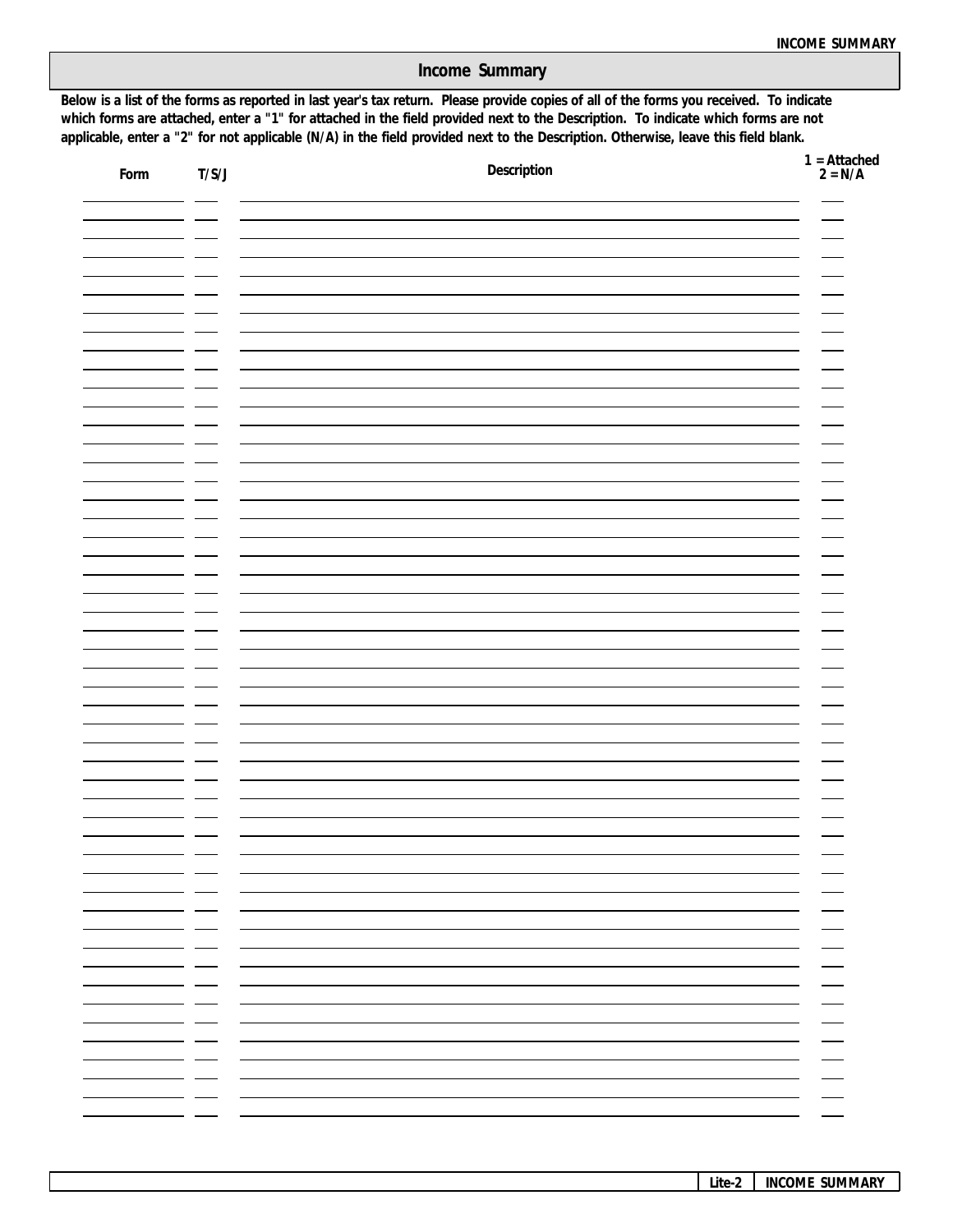## Income Summary

**Below is a list of the forms as reported in last year's tax return. Please provide copies of all of the forms you received. To indicate which forms are attached, enter a "1" for attached in the field provided next to the Description. To indicate which forms are not applicable, enter a "2" for not applicable (N/A) in the field provided next to the Description. Otherwise, leave this field blank.**

| Form | T/S/J | Description | 1 = Attached<br>2 = N/A |
|---|---|---|---|
| | | | |
| | | | |
| | | | |
| | | | |
| | | | |
| | | | |
| | | | |
| | | | |
| | | | |
| | | | |
| | | | |
| | | | |
| | | | |
| | | | |
| | | | |
| | | | |
| | | | |
| | | | |
| | | | |
| | | | |
| | | | |
| | | | |
| | | | |
| | | | |
| | | | |
| | | | |
| | | | |
| | | | |
| | | | |
| | | | |
| | | | |
| | | | |
| | | | |
| | | | |
| | | | |
| | | | |
| | | | |
| | | | |
| | | | |
| | | | |
| | | | |
| | | | |
| | | | |
| | | | |
| | | | |
| | | | |
| | | | |
| | | | |
| | | | |
| | | | |

Lite-2 | INCOME SUMMARY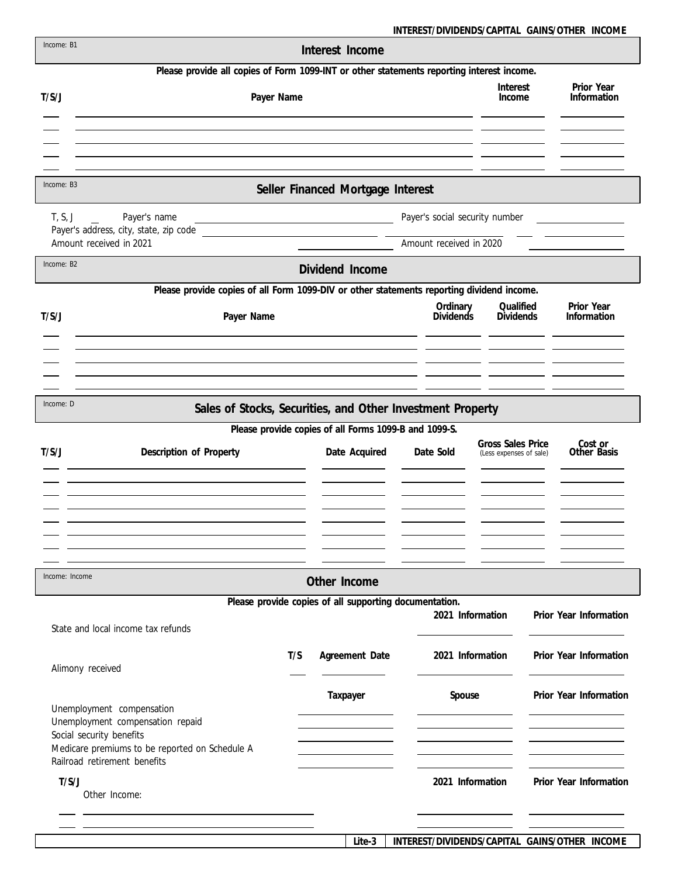## Interest Income

Income: B1

**Please provide all copies of Form 1099-INT or other statements reporting interest income.**

| T/S/J | Payer Name | Interest Income | Prior Year Information |
|---|---|---|---|
| | | | |
| | | | |
| | | | |
| | | | |
| | | | |

## Seller Financed Mortgage Interest

Income: B3

T, S, J ___ Payer's name ______________________ Payer's social security number ______________

Payer's address, city, state, zip code ______________________ ___ ______________

Amount received in 2021 ______________ Amount received in 2020 ______________

## Dividend Income

Income: B2

**Please provide copies of all Form 1099-DIV or other statements reporting dividend income.**

| T/S/J | Payer Name | Ordinary Dividends | Qualified Dividends | Prior Year Information |
|---|---|---|---|---|
| | | | | |
| | | | | |
| | | | | |
| | | | | |
| | | | | |

## Sales of Stocks, Securities, and Other Investment Property

Income: D

**Please provide copies of all Forms 1099-B and 1099-S.**

| T/S/J | Description of Property | Date Acquired | Date Sold | Gross Sales Price (Less expenses of sale) | Cost or Other Basis |
|---|---|---|---|---|---|
| | | | | | |
| | | | | | |
| | | | | | |
| | | | | | |
| | | | | | |
| | | | | | |
| | | | | | |

## Other Income

Income: Income

**Please provide copies of all supporting documentation.**

| | | | 2021 Information | Prior Year Information |
|---|---|---|---|---|
| State and local income tax refunds | | | | |

| | T/S | Agreement Date | 2021 Information | Prior Year Information |
|---|---|---|---|---|
| Alimony received | | | | |

| | Taxpayer | Spouse | Prior Year Information |
|---|---|---|---|
| Unemployment compensation | | | |
| Unemployment compensation repaid | | | |
| Social security benefits | | | |
| Medicare premiums to be reported on Schedule A | | | |
| Railroad retirement benefits | | | |

| T/S/J | Other Income: | 2021 Information | Prior Year Information |
|---|---|---|---|
| | | | |
| | | | |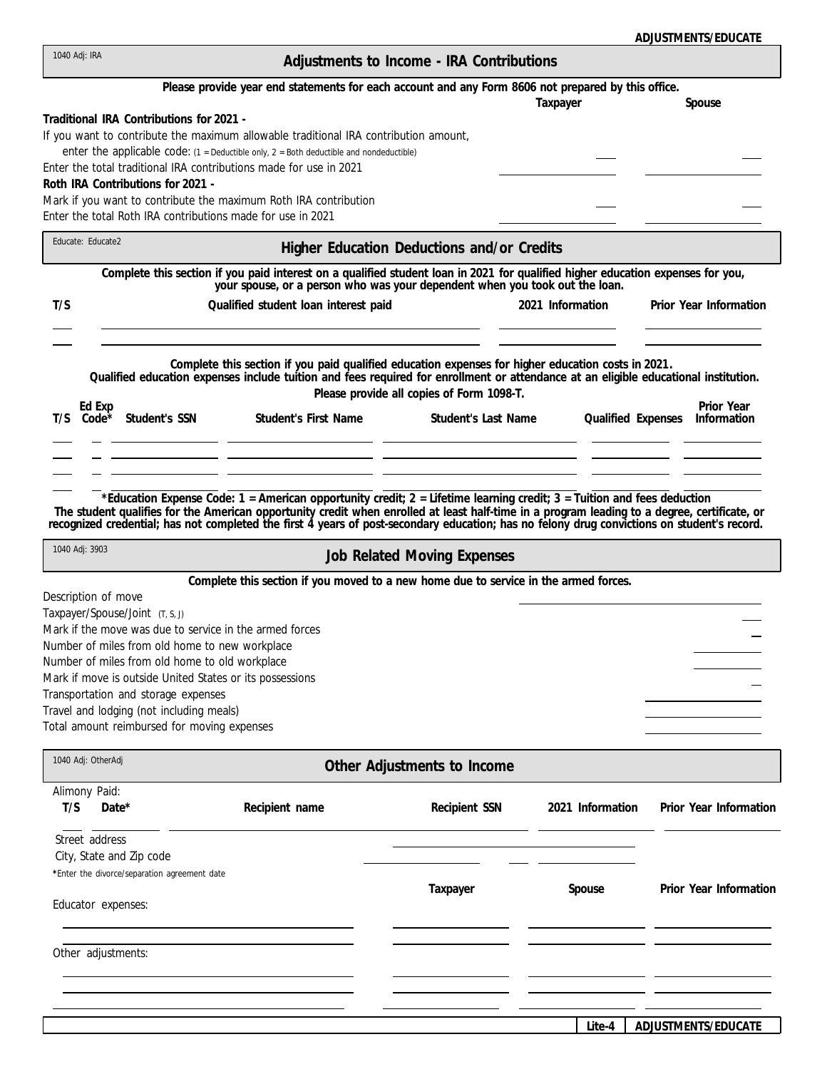## Adjustments to Income - IRA Contributions

1040 Adj: IRA

**Please provide year end statements for each account and any Form 8606 not prepared by this office.**

| | Taxpayer | Spouse |
|---|---|---|
| **Traditional IRA Contributions for 2021 -** | | |
| If you want to contribute the maximum allowable traditional IRA contribution amount, enter the applicable code: (1 = Deductible only, 2 = Both deductible and nondeductible) | | |
| Enter the total traditional IRA contributions made for use in 2021 | | |
| **Roth IRA Contributions for 2021 -** | | |
| Mark if you want to contribute the maximum Roth IRA contribution | | |
| Enter the total Roth IRA contributions made for use in 2021 | | |

## Higher Education Deductions and/or Credits

Educate: Educate2

**Complete this section if you paid interest on a qualified student loan in 2021 for qualified higher education expenses for you, your spouse, or a person who was your dependent when you took out the loan.**

| T/S | Qualified student loan interest paid | 2021 Information | Prior Year Information |
|---|---|---|---|
| | | | |
| | | | |

**Complete this section if you paid qualified education expenses for higher education costs in 2021.**
**Qualified education expenses include tuition and fees required for enrollment or attendance at an eligible educational institution.**
**Please provide all copies of Form 1098-T.**

| T/S | Ed Exp Code* | Student's SSN | Student's First Name | Student's Last Name | Qualified Expenses | Prior Year Information |
|---|---|---|---|---|---|---|
| | | | | | | |
| | | | | | | |
| | | | | | | |

**\*Education Expense Code: 1 = American opportunity credit; 2 = Lifetime learning credit; 3 = Tuition and fees deduction**
**The student qualifies for the American opportunity credit when enrolled at least half-time in a program leading to a degree, certificate, or recognized credential; has not completed the first 4 years of post-secondary education; has no felony drug convictions on student's record.**

## Job Related Moving Expenses

1040 Adj: 3903

**Complete this section if you moved to a new home due to service in the armed forces.**

| | |
|---|---|
| Description of move | |
| Taxpayer/Spouse/Joint (T, S, J) | |
| Mark if the move was due to service in the armed forces | |
| Number of miles from old home to new workplace | |
| Number of miles from old home to old workplace | |
| Mark if move is outside United States or its possessions | |
| Transportation and storage expenses | |
| Travel and lodging (not including meals) | |
| Total amount reimbursed for moving expenses | |

## Other Adjustments to Income

1040 Adj: OtherAdj

Alimony Paid:

| T/S | Date* | Recipient name | Recipient SSN | 2021 Information | Prior Year Information |
|---|---|---|---|---|---|
| | | | | | |

Street address

City, State and Zip code

*Enter the divorce/separation agreement date

| | Taxpayer | Spouse | Prior Year Information |
|---|---|---|---|
| Educator expenses: | | | |
| | | | |
| Other adjustments: | | | |
| | | | |
| | | | |
| | | | |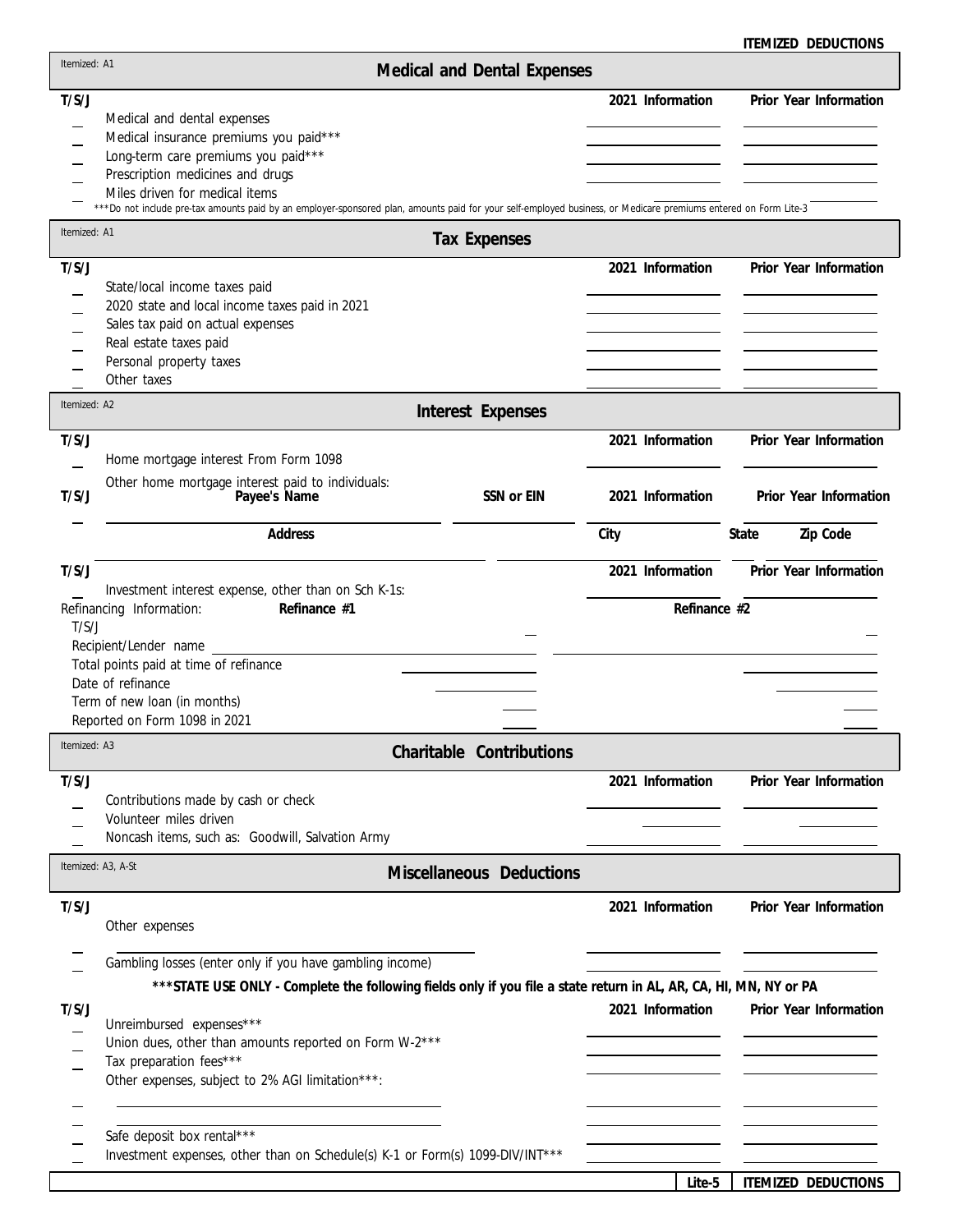ITEMIZED DEDUCTIONS

Itemized: A1

## Medical and Dental Expenses

| T/S/J | | 2021 Information | Prior Year Information |
|---|---|---|---|
| | Medical and dental expenses | | |
| | Medical insurance premiums you paid*** | | |
| | Long-term care premiums you paid*** | | |
| | Prescription medicines and drugs | | |
| | Miles driven for medical items | | |

***Do not include pre-tax amounts paid by an employer-sponsored plan, amounts paid for your self-employed business, or Medicare premiums entered on Form Lite-3

Itemized: A1

## Tax Expenses

| T/S/J | | 2021 Information | Prior Year Information |
|---|---|---|---|
| | State/local income taxes paid | | |
| | 2020 state and local income taxes paid in 2021 | | |
| | Sales tax paid on actual expenses | | |
| | Real estate taxes paid | | |
| | Personal property taxes | | |
| | Other taxes | | |

Itemized: A2

## Interest Expenses

| T/S/J | | 2021 Information | Prior Year Information |
|---|---|---|---|
| | Home mortgage interest From Form 1098 | | |

Other home mortgage interest paid to individuals:

| T/S/J | Payee's Name | SSN or EIN | 2021 Information | Prior Year Information |
|---|---|---|---|---|
| | | | | |
| | **Address** | | **City** | **State** / **Zip Code** |
| | | | | |

| T/S/J | | 2021 Information | Prior Year Information |
|---|---|---|---|
| | Investment interest expense, other than on Sch K-1s: | | |

| Refinancing Information: | Refinance #1 | Refinance #2 |
|---|---|---|
| T/S/J | | |
| Recipient/Lender name | | |
| Total points paid at time of refinance | | |
| Date of refinance | | |
| Term of new loan (in months) | | |
| Reported on Form 1098 in 2021 | | |

Itemized: A3

## Charitable Contributions

| T/S/J | | 2021 Information | Prior Year Information |
|---|---|---|---|
| | Contributions made by cash or check | | |
| | Volunteer miles driven | | |
| | Noncash items, such as: Goodwill, Salvation Army | | |

Itemized: A3, A-St

## Miscellaneous Deductions

| T/S/J | | 2021 Information | Prior Year Information |
|---|---|---|---|
| | Other expenses | | |
| | | | |
| | Gambling losses (enter only if you have gambling income) | | |

***STATE USE ONLY - Complete the following fields only if you file a state return in AL, AR, CA, HI, MN, NY or PA**

| T/S/J | | 2021 Information | Prior Year Information |
|---|---|---|---|
| | Unreimbursed expenses*** | | |
| | Union dues, other than amounts reported on Form W-2*** | | |
| | Tax preparation fees*** | | |
| | Other expenses, subject to 2% AGI limitation***: | | |
| | | | |
| | | | |
| | Safe deposit box rental*** | | |
| | Investment expenses, other than on Schedule(s) K-1 or Form(s) 1099-DIV/INT*** | | |

Lite-5 ITEMIZED DEDUCTIONS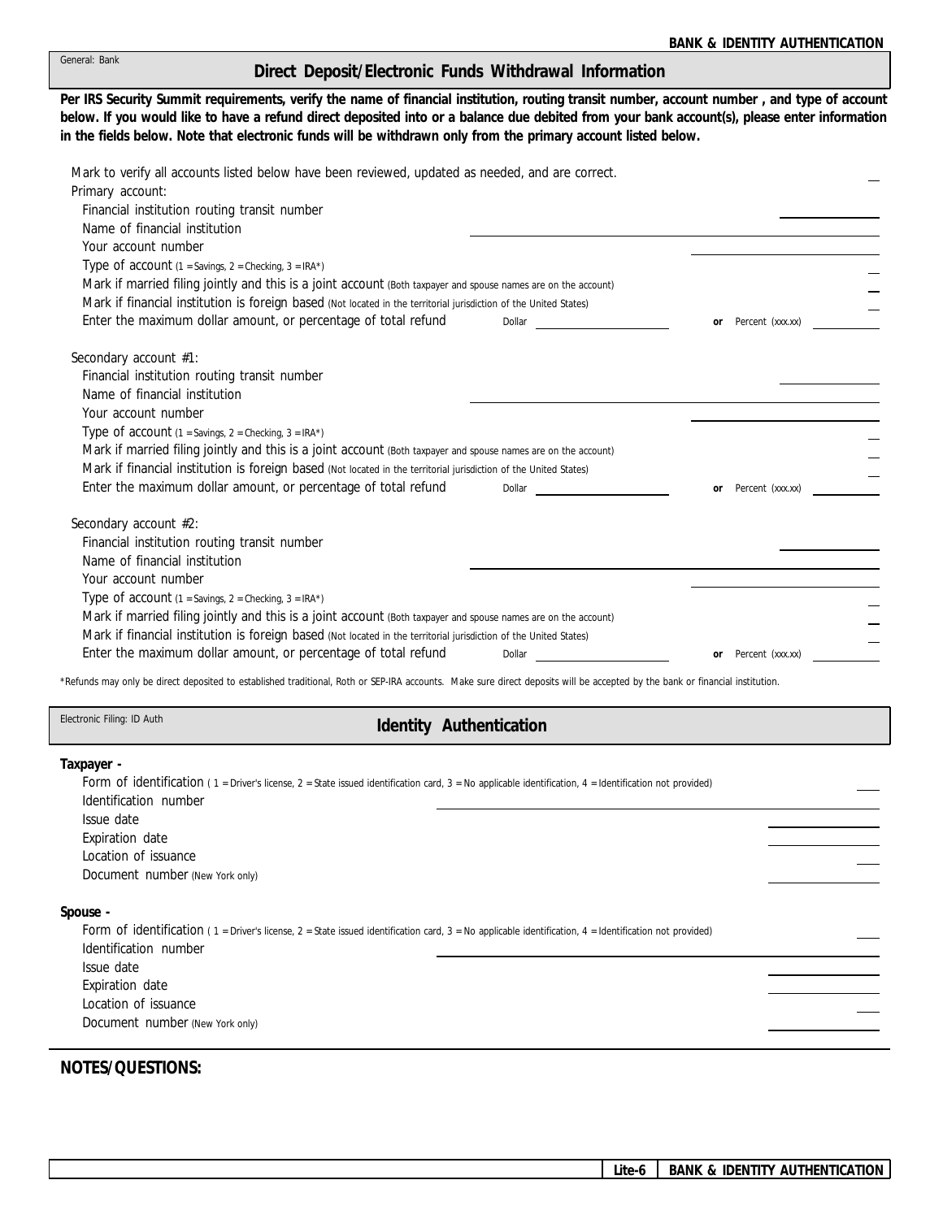## Direct Deposit/Electronic Funds Withdrawal Information

General: Bank

**Per IRS Security Summit requirements, verify the name of financial institution, routing transit number, account number , and type of account below. If you would like to have a refund direct deposited into or a balance due debited from your bank account(s), please enter information in the fields below. Note that electronic funds will be withdrawn only from the primary account listed below.**

Mark to verify all accounts listed below have been reviewed, updated as needed, and are correct. ___

Primary account:

- Financial institution routing transit number ___
- Name of financial institution ___
- Your account number ___
- Type of account (1 = Savings, 2 = Checking, 3 = IRA*) ___
- Mark if married filing jointly and this is a joint account (Both taxpayer and spouse names are on the account) ___
- Mark if financial institution is foreign based (Not located in the territorial jurisdiction of the United States) ___
- Enter the maximum dollar amount, or percentage of total refund Dollar ___ **or** Percent (xxx.xx) ___

Secondary account #1:

- Financial institution routing transit number ___
- Name of financial institution ___
- Your account number ___
- Type of account (1 = Savings, 2 = Checking, 3 = IRA*) ___
- Mark if married filing jointly and this is a joint account (Both taxpayer and spouse names are on the account) ___
- Mark if financial institution is foreign based (Not located in the territorial jurisdiction of the United States) ___
- Enter the maximum dollar amount, or percentage of total refund Dollar ___ **or** Percent (xxx.xx) ___

Secondary account #2:

- Financial institution routing transit number ___
- Name of financial institution ___
- Your account number ___
- Type of account (1 = Savings, 2 = Checking, 3 = IRA*) ___
- Mark if married filing jointly and this is a joint account (Both taxpayer and spouse names are on the account) ___
- Mark if financial institution is foreign based (Not located in the territorial jurisdiction of the United States) ___
- Enter the maximum dollar amount, or percentage of total refund Dollar ___ **or** Percent (xxx.xx) ___

*Refunds may only be direct deposited to established traditional, Roth or SEP-IRA accounts. Make sure direct deposits will be accepted by the bank or financial institution.

## Identity Authentication

Electronic Filing: ID Auth

**Taxpayer -**

- Form of identification ( 1 = Driver's license, 2 = State issued identification card, 3 = No applicable identification, 4 = Identification not provided) ___
- Identification number ___
- Issue date ___
- Expiration date ___
- Location of issuance ___
- Document number (New York only) ___

**Spouse -**

- Form of identification ( 1 = Driver's license, 2 = State issued identification card, 3 = No applicable identification, 4 = Identification not provided) ___
- Identification number ___
- Issue date ___
- Expiration date ___
- Location of issuance ___
- Document number (New York only) ___

**NOTES/QUESTIONS:**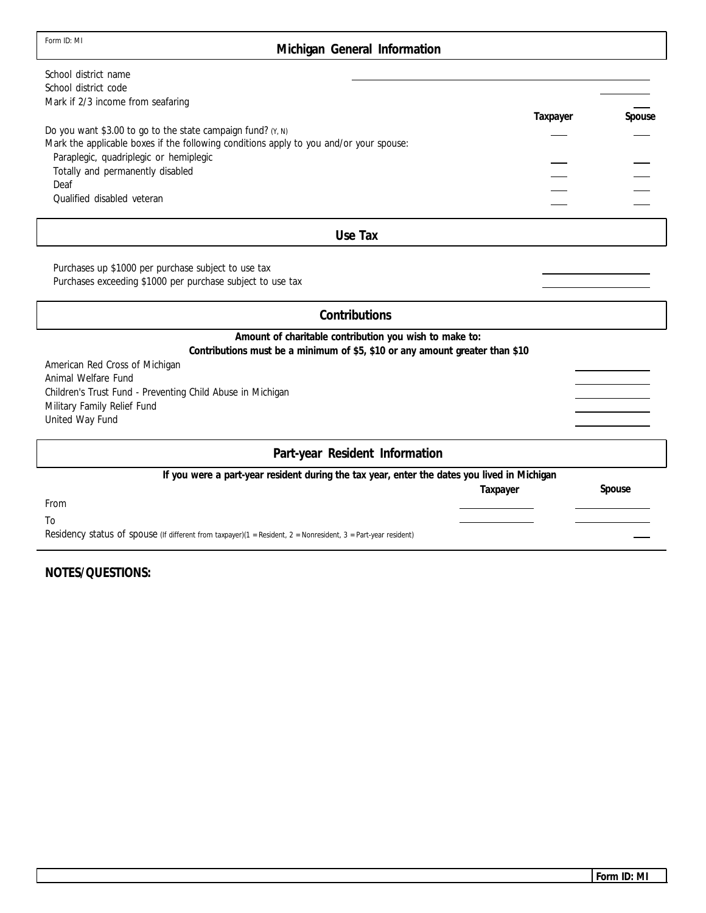Form ID: MI

## Michigan General Information

School district name ______________________

School district code ______

Mark if 2/3 income from seafaring ___

| | Taxpayer | Spouse |
|---|---|---|
| Do you want $3.00 to go to the state campaign fund? (Y, N) | ___ | ___ |
| Mark the applicable boxes if the following conditions apply to you and/or your spouse: | | |
| Paraplegic, quadriplegic or hemiplegic | ___ | ___ |
| Totally and permanently disabled | ___ | ___ |
| Deaf | ___ | ___ |
| Qualified disabled veteran | ___ | ___ |

## Use Tax

Purchases up $1000 per purchase subject to use tax ______________

Purchases exceeding $1000 per purchase subject to use tax ______________

## Contributions

**Amount of charitable contribution you wish to make to:**

**Contributions must be a minimum of $5, $10 or any amount greater than $10**

American Red Cross of Michigan ________

Animal Welfare Fund ________

Children's Trust Fund - Preventing Child Abuse in Michigan ________

Military Family Relief Fund ________

United Way Fund ________

## Part-year Resident Information

**If you were a part-year resident during the tax year, enter the dates you lived in Michigan**

| | Taxpayer | Spouse |
|---|---|---|
| From | ________ | ________ |
| To | ________ | ________ |

Residency status of spouse (If different from taxpayer)(1 = Resident, 2 = Nonresident, 3 = Part-year resident) ___

**NOTES/QUESTIONS:**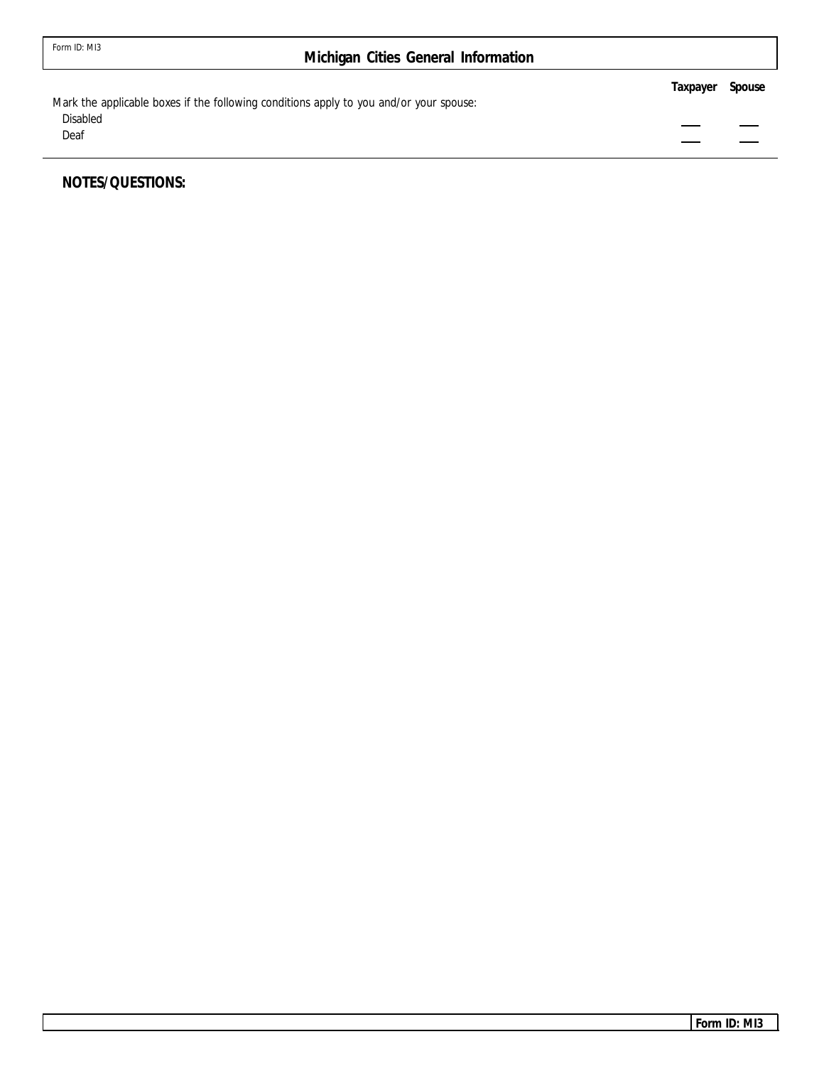Form ID: MI3

# Michigan Cities General Information

| | Taxpayer | Spouse |
|---|---|---|
| Mark the applicable boxes if the following conditions apply to you and/or your spouse: | | |
| Disabled | ___ | ___ |
| Deaf | ___ | ___ |

**NOTES/QUESTIONS:**

Form ID: MI3